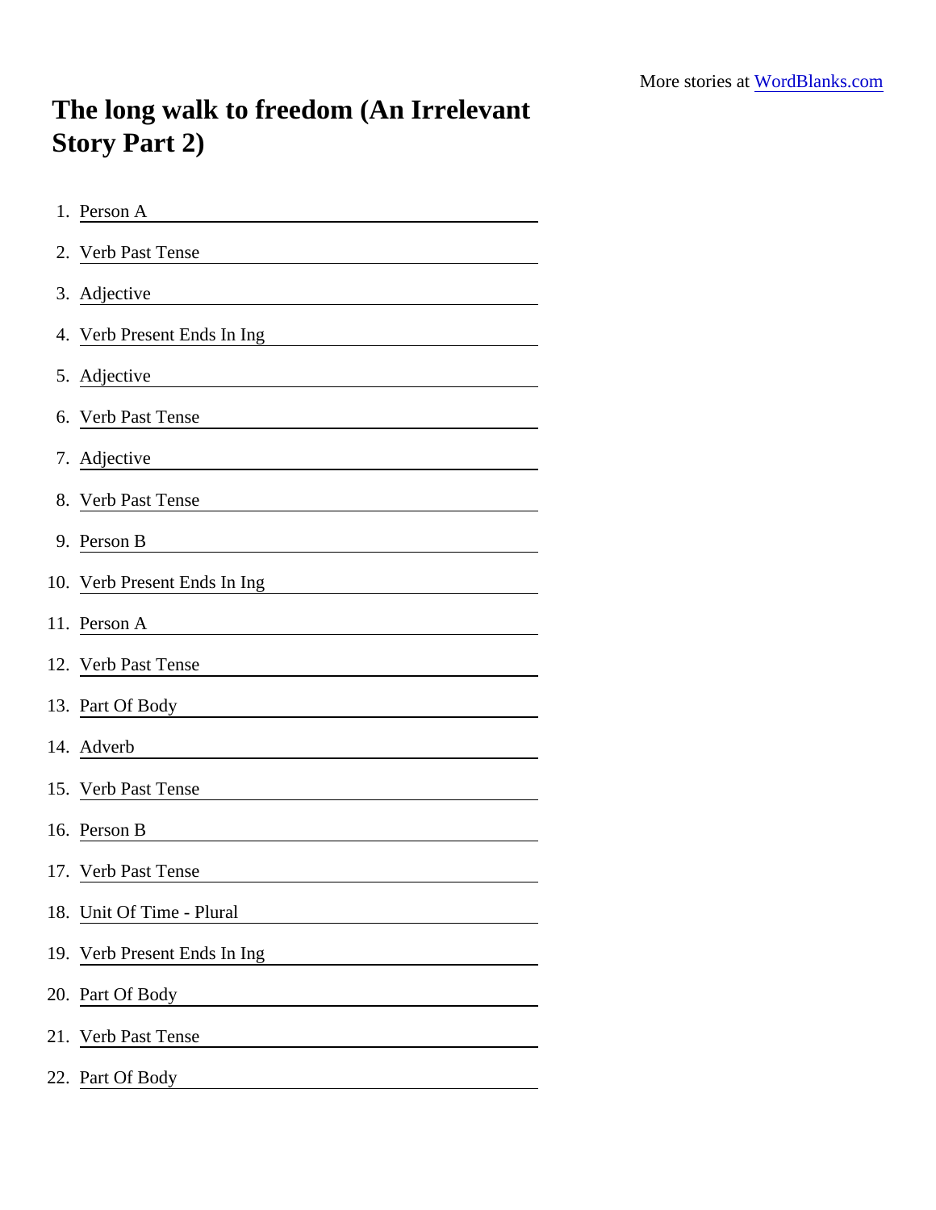More stories at WordBlanks.com

# The long walk to freedom (An Irrelevant Story Part 2)

1. Person A ________________
2. Verb Past Tense ________________
3. Adjective ________________
4. Verb Present Ends In Ing ________________
5. Adjective ________________
6. Verb Past Tense ________________
7. Adjective ________________
8. Verb Past Tense ________________
9. Person B ________________
10. Verb Present Ends In Ing ________________
11. Person A ________________
12. Verb Past Tense ________________
13. Part Of Body ________________
14. Adverb ________________
15. Verb Past Tense ________________
16. Person B ________________
17. Verb Past Tense ________________
18. Unit Of Time - Plural ________________
19. Verb Present Ends In Ing ________________
20. Part Of Body ________________
21. Verb Past Tense ________________
22. Part Of Body ________________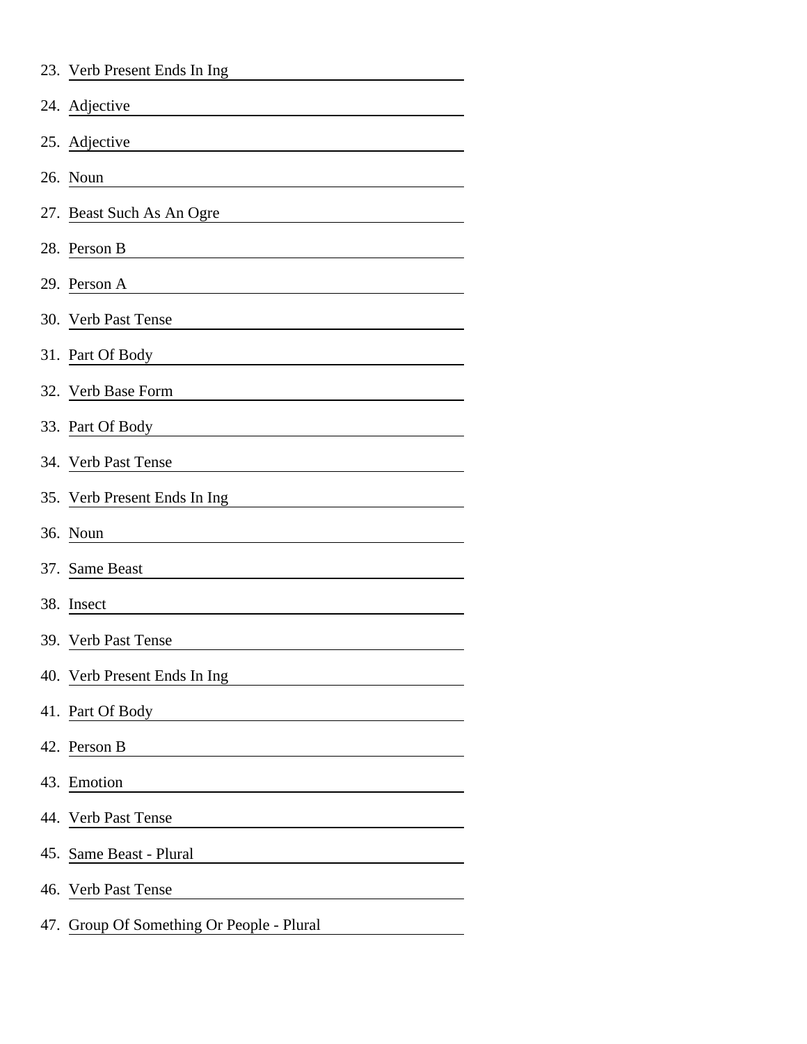23. Verb Present Ends In Ing ____________________
24. Adjective ____________________
25. Adjective ____________________
26. Noun ____________________
27. Beast Such As An Ogre ____________________
28. Person B ____________________
29. Person A ____________________
30. Verb Past Tense ____________________
31. Part Of Body ____________________
32. Verb Base Form ____________________
33. Part Of Body ____________________
34. Verb Past Tense ____________________
35. Verb Present Ends In Ing ____________________
36. Noun ____________________
37. Same Beast ____________________
38. Insect ____________________
39. Verb Past Tense ____________________
40. Verb Present Ends In Ing ____________________
41. Part Of Body ____________________
42. Person B ____________________
43. Emotion ____________________
44. Verb Past Tense ____________________
45. Same Beast - Plural ____________________
46. Verb Past Tense ____________________
47. Group Of Something Or People - Plural ____________________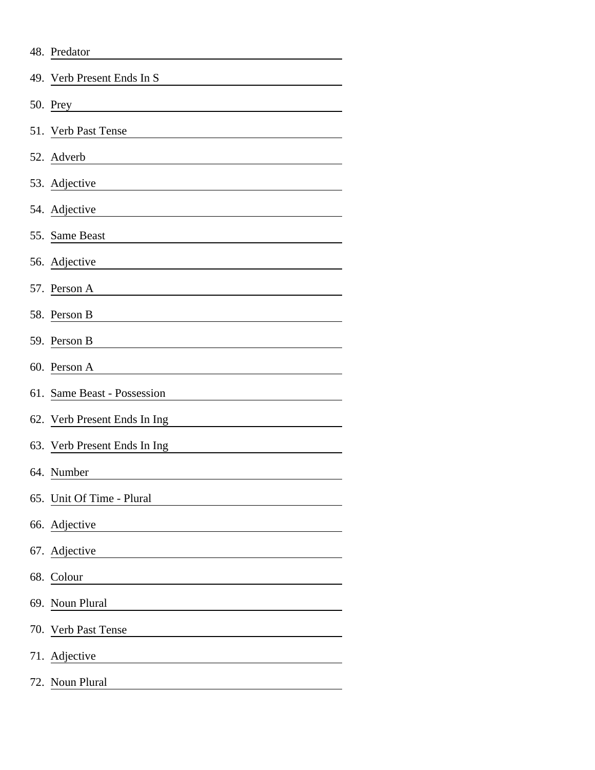48. Predator ______________________

49. Verb Present Ends In S ______________________

50. Prey ______________________

51. Verb Past Tense ______________________

52. Adverb ______________________

53. Adjective ______________________

54. Adjective ______________________

55. Same Beast ______________________

56. Adjective ______________________

57. Person A ______________________

58. Person B ______________________

59. Person B ______________________

60. Person A ______________________

61. Same Beast - Possession ______________________

62. Verb Present Ends In Ing ______________________

63. Verb Present Ends In Ing ______________________

64. Number ______________________

65. Unit Of Time - Plural ______________________

66. Adjective ______________________

67. Adjective ______________________

68. Colour ______________________

69. Noun Plural ______________________

70. Verb Past Tense ______________________

71. Adjective ______________________

72. Noun Plural ______________________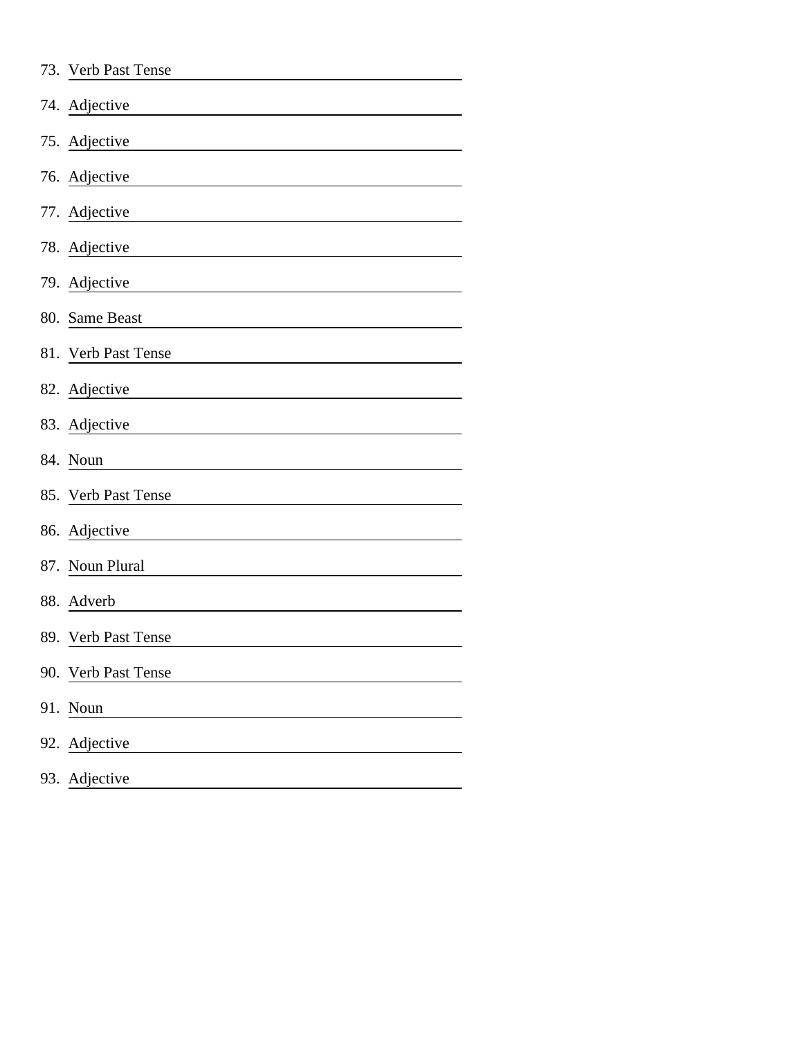73. Verb Past Tense \_\_\_\_\_\_\_\_\_\_\_\_\_\_\_\_\_\_\_\_

74. Adjective \_\_\_\_\_\_\_\_\_\_\_\_\_\_\_\_\_\_\_\_

75. Adjective \_\_\_\_\_\_\_\_\_\_\_\_\_\_\_\_\_\_\_\_

76. Adjective \_\_\_\_\_\_\_\_\_\_\_\_\_\_\_\_\_\_\_\_

77. Adjective \_\_\_\_\_\_\_\_\_\_\_\_\_\_\_\_\_\_\_\_

78. Adjective \_\_\_\_\_\_\_\_\_\_\_\_\_\_\_\_\_\_\_\_

79. Adjective \_\_\_\_\_\_\_\_\_\_\_\_\_\_\_\_\_\_\_\_

80. Same Beast \_\_\_\_\_\_\_\_\_\_\_\_\_\_\_\_\_\_\_\_

81. Verb Past Tense \_\_\_\_\_\_\_\_\_\_\_\_\_\_\_\_\_\_\_\_

82. Adjective \_\_\_\_\_\_\_\_\_\_\_\_\_\_\_\_\_\_\_\_

83. Adjective \_\_\_\_\_\_\_\_\_\_\_\_\_\_\_\_\_\_\_\_

84. Noun \_\_\_\_\_\_\_\_\_\_\_\_\_\_\_\_\_\_\_\_

85. Verb Past Tense \_\_\_\_\_\_\_\_\_\_\_\_\_\_\_\_\_\_\_\_

86. Adjective \_\_\_\_\_\_\_\_\_\_\_\_\_\_\_\_\_\_\_\_

87. Noun Plural \_\_\_\_\_\_\_\_\_\_\_\_\_\_\_\_\_\_\_\_

88. Adverb \_\_\_\_\_\_\_\_\_\_\_\_\_\_\_\_\_\_\_\_

89. Verb Past Tense \_\_\_\_\_\_\_\_\_\_\_\_\_\_\_\_\_\_\_\_

90. Verb Past Tense \_\_\_\_\_\_\_\_\_\_\_\_\_\_\_\_\_\_\_\_

91. Noun \_\_\_\_\_\_\_\_\_\_\_\_\_\_\_\_\_\_\_\_

92. Adjective \_\_\_\_\_\_\_\_\_\_\_\_\_\_\_\_\_\_\_\_

93. Adjective \_\_\_\_\_\_\_\_\_\_\_\_\_\_\_\_\_\_\_\_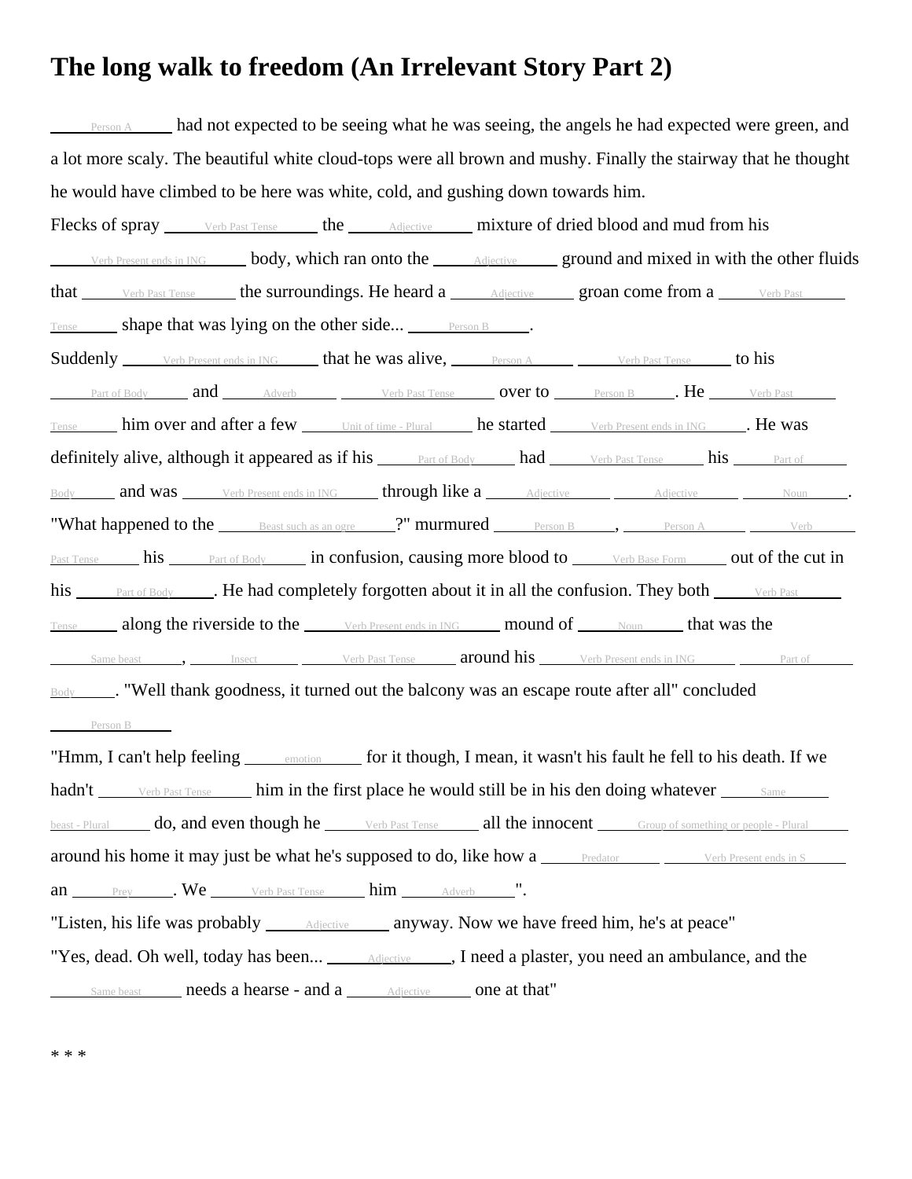# The long walk to freedom (An Irrelevant Story Part 2)

\_\_\_Person A\_\_\_ had not expected to be seeing what he was seeing, the angels he had expected were green, and a lot more scaly. The beautiful white cloud-tops were all brown and mushy. Finally the stairway that he thought he would have climbed to be here was white, cold, and gushing down towards him.

Flecks of spray \_\_\_Verb Past Tense\_\_\_ the \_\_\_Adjective\_\_\_ mixture of dried blood and mud from his \_\_\_Verb Present ends in ING\_\_\_ body, which ran onto the \_\_\_Adjective\_\_\_ ground and mixed in with the other fluids that \_\_\_Verb Past Tense\_\_\_ the surroundings. He heard a \_\_\_Adjective\_\_\_ groan come from a \_\_\_Verb Past Tense\_\_\_ shape that was lying on the other side... \_\_\_Person B\_\_\_.

Suddenly \_\_\_Verb Present ends in ING\_\_\_ that he was alive, \_\_\_Person A\_\_\_ \_\_\_Verb Past Tense\_\_\_ to his \_\_\_Part of Body\_\_\_ and \_\_\_Adverb\_\_\_ \_\_\_Verb Past Tense\_\_\_ over to \_\_\_Person B\_\_\_. He \_\_\_Verb Past Tense\_\_\_ him over and after a few \_\_\_Unit of time - Plural\_\_\_ he started \_\_\_Verb Present ends in ING\_\_\_. He was definitely alive, although it appeared as if his \_\_\_Part of Body\_\_\_ had \_\_\_Verb Past Tense\_\_\_ his \_\_\_Part of Body\_\_\_ and was \_\_\_Verb Present ends in ING\_\_\_ through like a \_\_\_Adjective\_\_\_ \_\_\_Adjective\_\_\_ \_\_\_Noun\_\_\_.

"What happened to the \_\_\_Beast such as an ogre\_\_\_?" murmured \_\_\_Person B\_\_\_, \_\_\_Person A\_\_\_ \_\_\_Verb Past Tense\_\_\_ his \_\_\_Part of Body\_\_\_ in confusion, causing more blood to \_\_\_Verb Base Form\_\_\_ out of the cut in his \_\_\_Part of Body\_\_\_. He had completely forgotten about it in all the confusion. They both \_\_\_Verb Past Tense\_\_\_ along the riverside to the \_\_\_Verb Present ends in ING\_\_\_ mound of \_\_\_Noun\_\_\_ that was the \_\_\_Same beast\_\_\_, \_\_\_Insect\_\_\_ \_\_\_Verb Past Tense\_\_\_ around his \_\_\_Verb Present ends in ING\_\_\_ \_\_\_Part of Body\_\_\_. "Well thank goodness, it turned out the balcony was an escape route after all" concluded \_\_\_Person B\_\_\_

"Hmm, I can't help feeling \_\_\_emotion\_\_\_ for it though, I mean, it wasn't his fault he fell to his death. If we hadn't \_\_\_Verb Past Tense\_\_\_ him in the first place he would still be in his den doing whatever \_\_\_Same beast - Plural\_\_\_ do, and even though he \_\_\_Verb Past Tense\_\_\_ all the innocent \_\_\_Group of something or people - Plural\_\_\_ around his home it may just be what he's supposed to do, like how a \_\_\_Predator\_\_\_ \_\_\_Verb Present ends in S\_\_\_ an \_\_\_Prey\_\_\_. We \_\_\_Verb Past Tense\_\_\_ him \_\_\_Adverb\_\_\_".

"Listen, his life was probably \_\_\_Adjective\_\_\_ anyway. Now we have freed him, he's at peace"

"Yes, dead. Oh well, today has been... \_\_\_Adjective\_\_\_, I need a plaster, you need an ambulance, and the \_\_\_Same beast\_\_\_ needs a hearse - and a \_\_\_Adjective\_\_\_ one at that"

* * *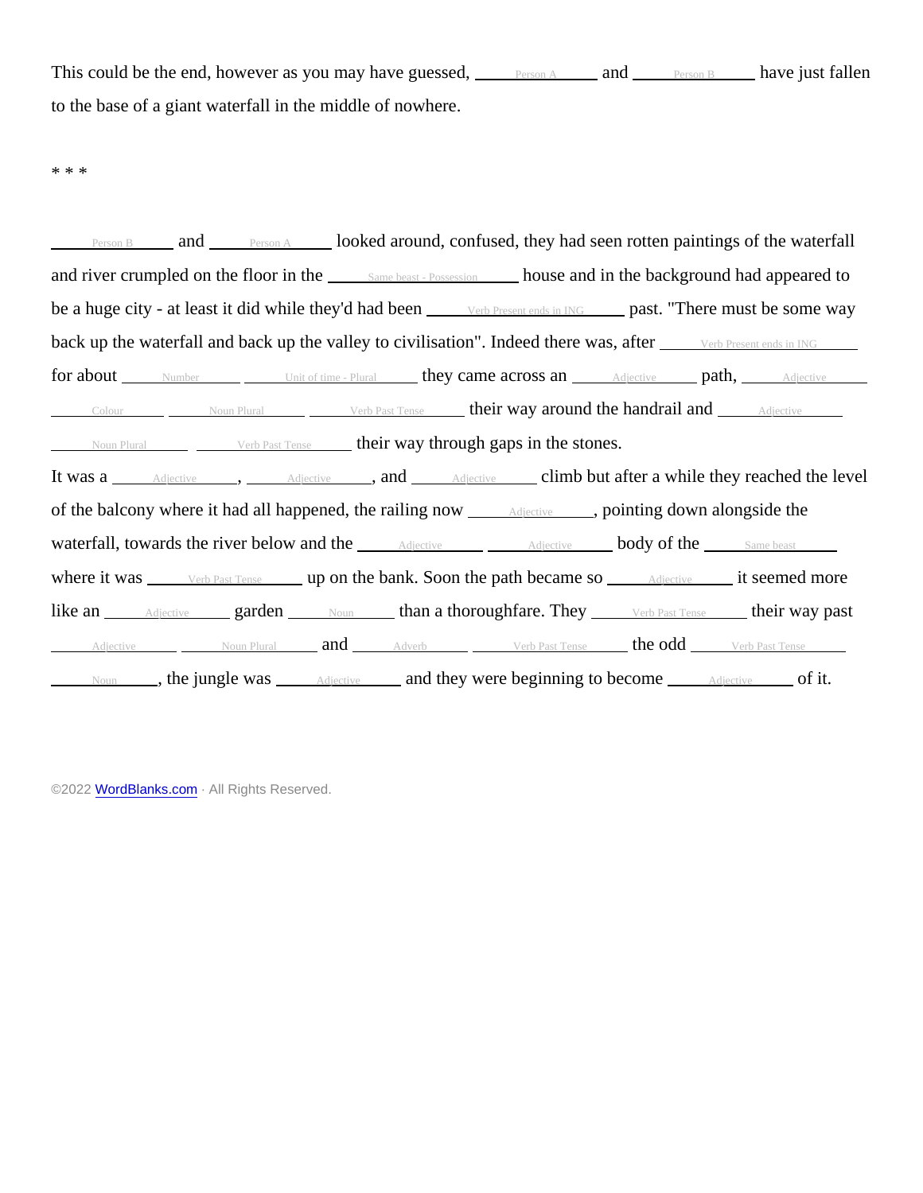This could be the end, however as you may have guessed, ______Person A______ and ______Person B______ have just fallen to the base of a giant waterfall in the middle of nowhere.

* * *

______Person B______ and ______Person A______ looked around, confused, they had seen rotten paintings of the waterfall and river crumpled on the floor in the ______Same beast - Possession______ house and in the background had appeared to be a huge city - at least it did while they'd had been ______Verb Present ends in ING______ past. "There must be some way back up the waterfall and back up the valley to civilisation". Indeed there was, after ______Verb Present ends in ING______ for about ______Number______ ______Unit of time - Plural______ they came across an ______Adjective______ path, ______Adjective______ ______Colour______ ______Noun Plural______ ______Verb Past Tense______ their way around the handrail and ______Adjective______ ______Noun Plural______ ______Verb Past Tense______ their way through gaps in the stones.

It was a ______Adjective______, ______Adjective______, and ______Adjective______ climb but after a while they reached the level of the balcony where it had all happened, the railing now ______Adjective______, pointing down alongside the waterfall, towards the river below and the ______Adjective______ ______Adjective______ body of the ______Same beast______ where it was ______Verb Past Tense______ up on the bank. Soon the path became so ______Adjective______ it seemed more like an ______Adjective______ garden ______Noun______ than a thoroughfare. They ______Verb Past Tense______ their way past ______Adjective______ ______Noun Plural______ and ______Adverb______ ______Verb Past Tense______ the odd ______Verb Past Tense______ ______Noun______, the jungle was ______Adjective______ and they were beginning to become ______Adjective______ of it.

©2022 WordBlanks.com · All Rights Reserved.